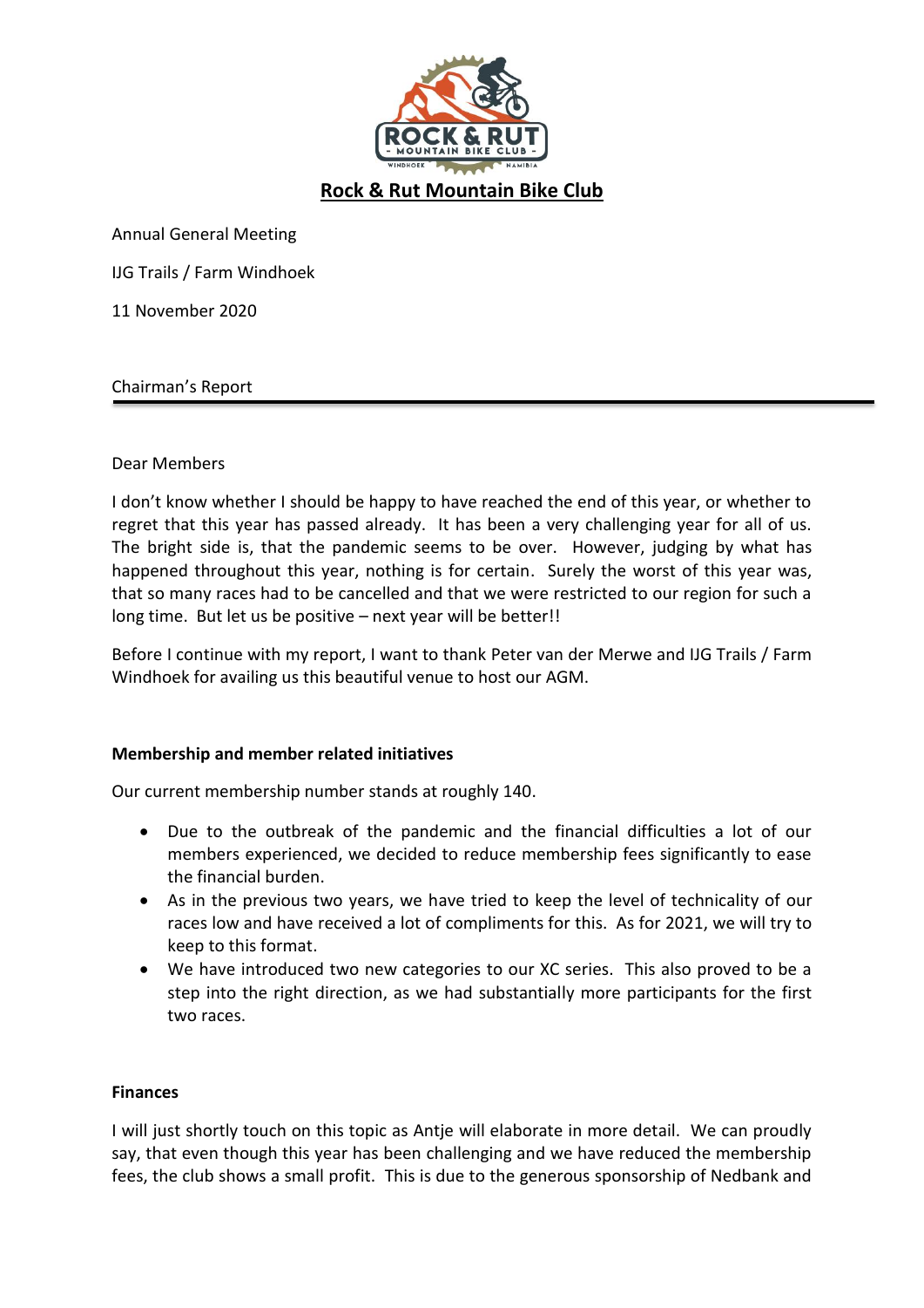# Rock & Rut Mountain Bike Club

Annual General Meeting

IJG Trails / Farm Windhoek

11 November 2020

Chairman's Report

---

Dear Members

I don't know whether I should be happy to have reached the end of this year, or whether to regret that this year has passed already. It has been a very challenging year for all of us. The bright side is, that the pandemic seems to be over. However, judging by what has happened throughout this year, nothing is for certain. Surely the worst of this year was, that so many races had to be cancelled and that we were restricted to our region for such a long time. But let us be positive – next year will be better!!

Before I continue with my report, I want to thank Peter van der Merwe and IJG Trails / Farm Windhoek for availing us this beautiful venue to host our AGM.

**Membership and member related initiatives**

Our current membership number stands at roughly 140.

- Due to the outbreak of the pandemic and the financial difficulties a lot of our members experienced, we decided to reduce membership fees significantly to ease the financial burden.
- As in the previous two years, we have tried to keep the level of technicality of our races low and have received a lot of compliments for this. As for 2021, we will try to keep to this format.
- We have introduced two new categories to our XC series. This also proved to be a step into the right direction, as we had substantially more participants for the first two races.

**Finances**

I will just shortly touch on this topic as Antje will elaborate in more detail. We can proudly say, that even though this year has been challenging and we have reduced the membership fees, the club shows a small profit. This is due to the generous sponsorship of Nedbank and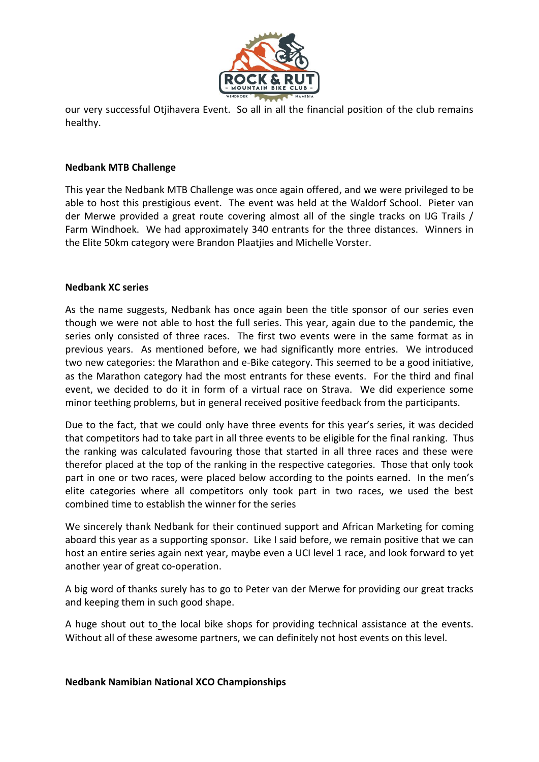our very successful Otjihavera Event. So all in all the financial position of the club remains healthy.

**Nedbank MTB Challenge**

This year the Nedbank MTB Challenge was once again offered, and we were privileged to be able to host this prestigious event. The event was held at the Waldorf School. Pieter van der Merwe provided a great route covering almost all of the single tracks on IJG Trails / Farm Windhoek. We had approximately 340 entrants for the three distances. Winners in the Elite 50km category were Brandon Plaatjies and Michelle Vorster.

**Nedbank XC series**

As the name suggests, Nedbank has once again been the title sponsor of our series even though we were not able to host the full series. This year, again due to the pandemic, the series only consisted of three races. The first two events were in the same format as in previous years. As mentioned before, we had significantly more entries. We introduced two new categories: the Marathon and e-Bike category. This seemed to be a good initiative, as the Marathon category had the most entrants for these events. For the third and final event, we decided to do it in form of a virtual race on Strava. We did experience some minor teething problems, but in general received positive feedback from the participants.

Due to the fact, that we could only have three events for this year's series, it was decided that competitors had to take part in all three events to be eligible for the final ranking. Thus the ranking was calculated favouring those that started in all three races and these were therefor placed at the top of the ranking in the respective categories. Those that only took part in one or two races, were placed below according to the points earned. In the men's elite categories where all competitors only took part in two races, we used the best combined time to establish the winner for the series

We sincerely thank Nedbank for their continued support and African Marketing for coming aboard this year as a supporting sponsor. Like I said before, we remain positive that we can host an entire series again next year, maybe even a UCI level 1 race, and look forward to yet another year of great co-operation.

A big word of thanks surely has to go to Peter van der Merwe for providing our great tracks and keeping them in such good shape.

A huge shout out to the local bike shops for providing technical assistance at the events. Without all of these awesome partners, we can definitely not host events on this level.

**Nedbank Namibian National XCO Championships**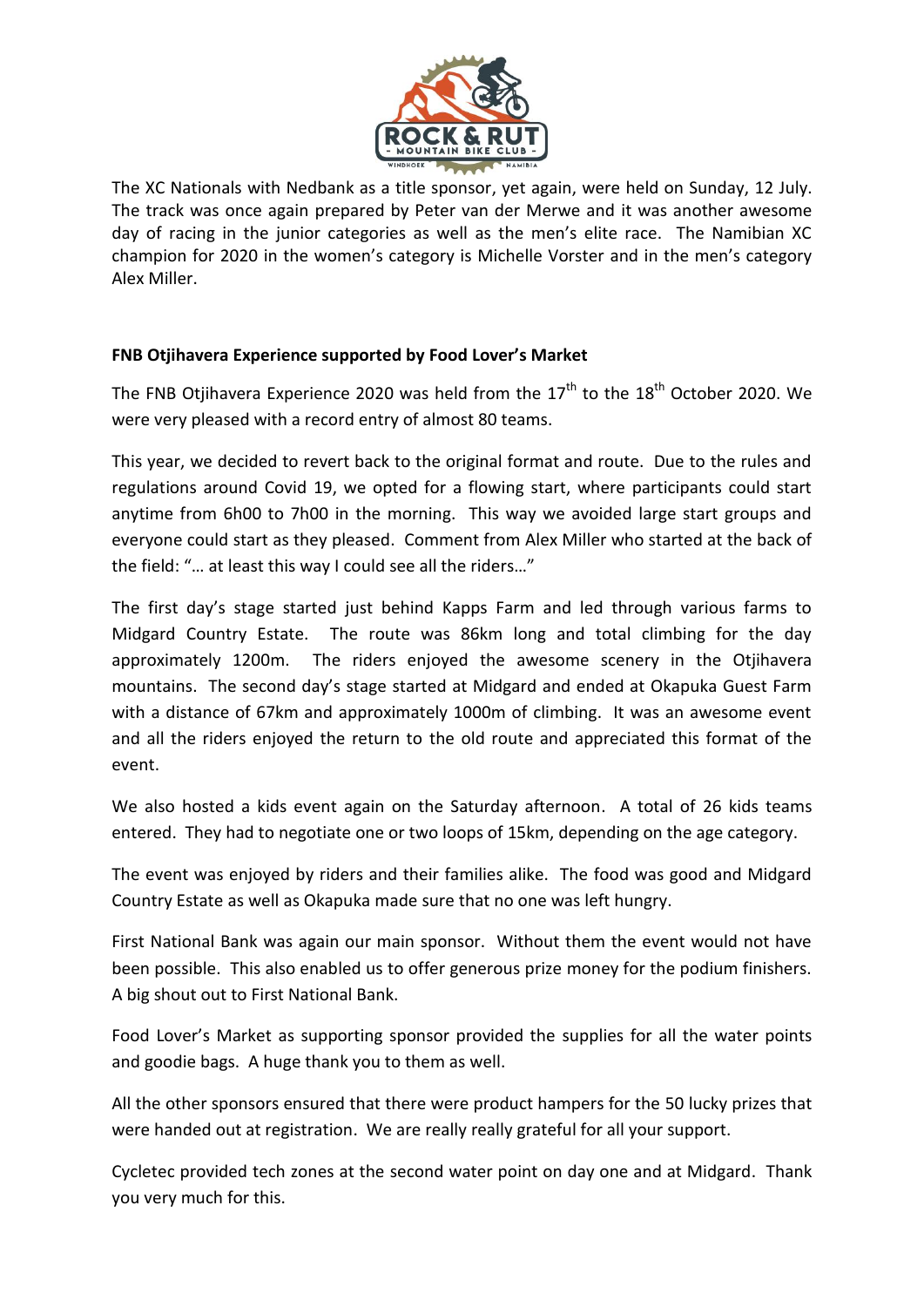The XC Nationals with Nedbank as a title sponsor, yet again, were held on Sunday, 12 July. The track was once again prepared by Peter van der Merwe and it was another awesome day of racing in the junior categories as well as the men's elite race. The Namibian XC champion for 2020 in the women's category is Michelle Vorster and in the men's category Alex Miller.

**FNB Otjihavera Experience supported by Food Lover's Market**

The FNB Otjihavera Experience 2020 was held from the 17th to the 18th October 2020. We were very pleased with a record entry of almost 80 teams.

This year, we decided to revert back to the original format and route. Due to the rules and regulations around Covid 19, we opted for a flowing start, where participants could start anytime from 6h00 to 7h00 in the morning. This way we avoided large start groups and everyone could start as they pleased. Comment from Alex Miller who started at the back of the field: "… at least this way I could see all the riders…"

The first day's stage started just behind Kapps Farm and led through various farms to Midgard Country Estate. The route was 86km long and total climbing for the day approximately 1200m. The riders enjoyed the awesome scenery in the Otjihavera mountains. The second day's stage started at Midgard and ended at Okapuka Guest Farm with a distance of 67km and approximately 1000m of climbing. It was an awesome event and all the riders enjoyed the return to the old route and appreciated this format of the event.

We also hosted a kids event again on the Saturday afternoon. A total of 26 kids teams entered. They had to negotiate one or two loops of 15km, depending on the age category.

The event was enjoyed by riders and their families alike. The food was good and Midgard Country Estate as well as Okapuka made sure that no one was left hungry.

First National Bank was again our main sponsor. Without them the event would not have been possible. This also enabled us to offer generous prize money for the podium finishers. A big shout out to First National Bank.

Food Lover's Market as supporting sponsor provided the supplies for all the water points and goodie bags. A huge thank you to them as well.

All the other sponsors ensured that there were product hampers for the 50 lucky prizes that were handed out at registration. We are really really grateful for all your support.

Cycletec provided tech zones at the second water point on day one and at Midgard. Thank you very much for this.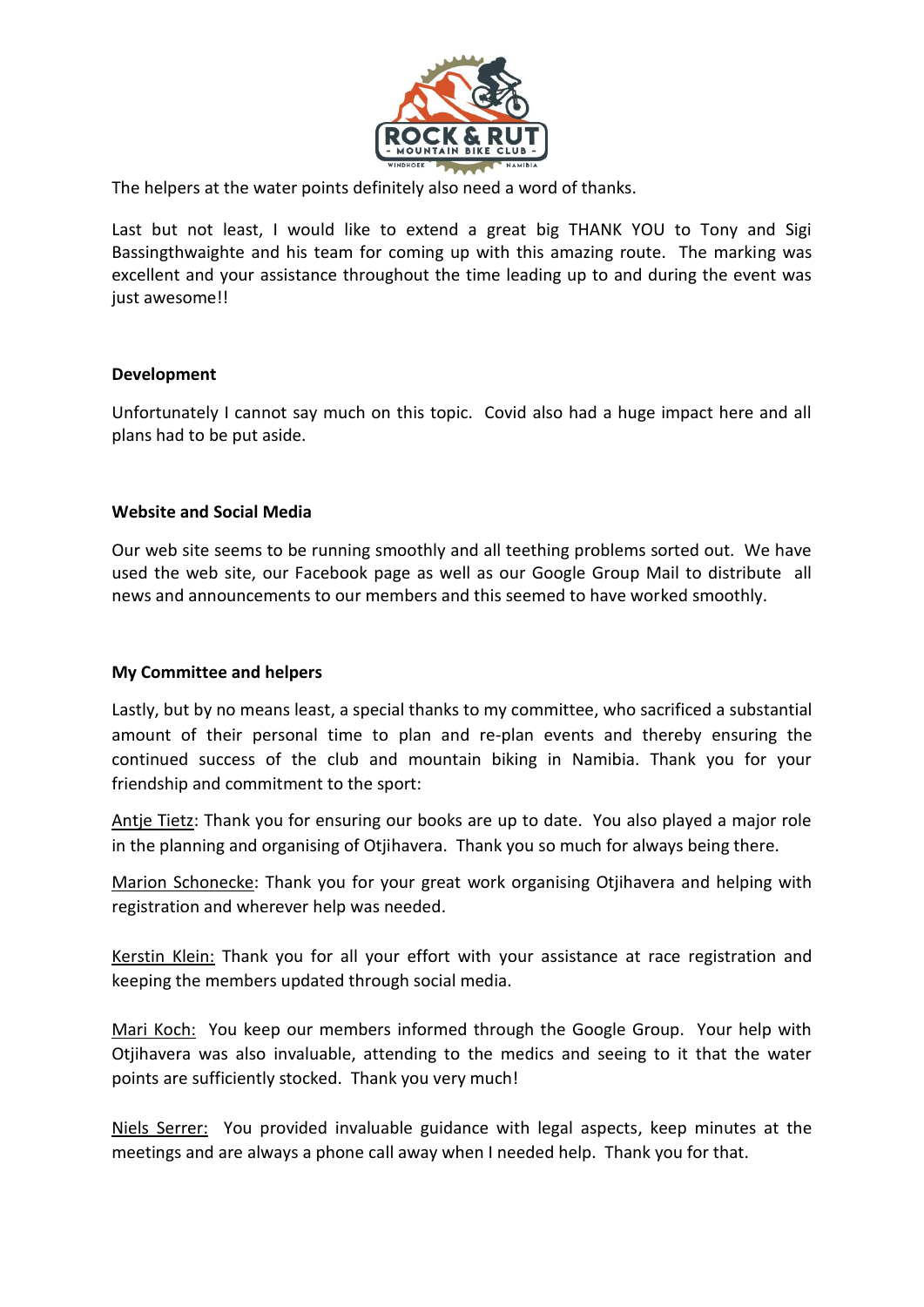The helpers at the water points definitely also need a word of thanks.

Last but not least, I would like to extend a great big THANK YOU to Tony and Sigi Bassingthwaighte and his team for coming up with this amazing route. The marking was excellent and your assistance throughout the time leading up to and during the event was just awesome!!

**Development**

Unfortunately I cannot say much on this topic. Covid also had a huge impact here and all plans had to be put aside.

**Website and Social Media**

Our web site seems to be running smoothly and all teething problems sorted out. We have used the web site, our Facebook page as well as our Google Group Mail to distribute all news and announcements to our members and this seemed to have worked smoothly.

**My Committee and helpers**

Lastly, but by no means least, a special thanks to my committee, who sacrificed a substantial amount of their personal time to plan and re-plan events and thereby ensuring the continued success of the club and mountain biking in Namibia. Thank you for your friendship and commitment to the sport:

Antje Tietz: Thank you for ensuring our books are up to date. You also played a major role in the planning and organising of Otjihavera. Thank you so much for always being there.

Marion Schonecke: Thank you for your great work organising Otjihavera and helping with registration and wherever help was needed.

Kerstin Klein: Thank you for all your effort with your assistance at race registration and keeping the members updated through social media.

Mari Koch: You keep our members informed through the Google Group. Your help with Otjihavera was also invaluable, attending to the medics and seeing to it that the water points are sufficiently stocked. Thank you very much!

Niels Serrer: You provided invaluable guidance with legal aspects, keep minutes at the meetings and are always a phone call away when I needed help. Thank you for that.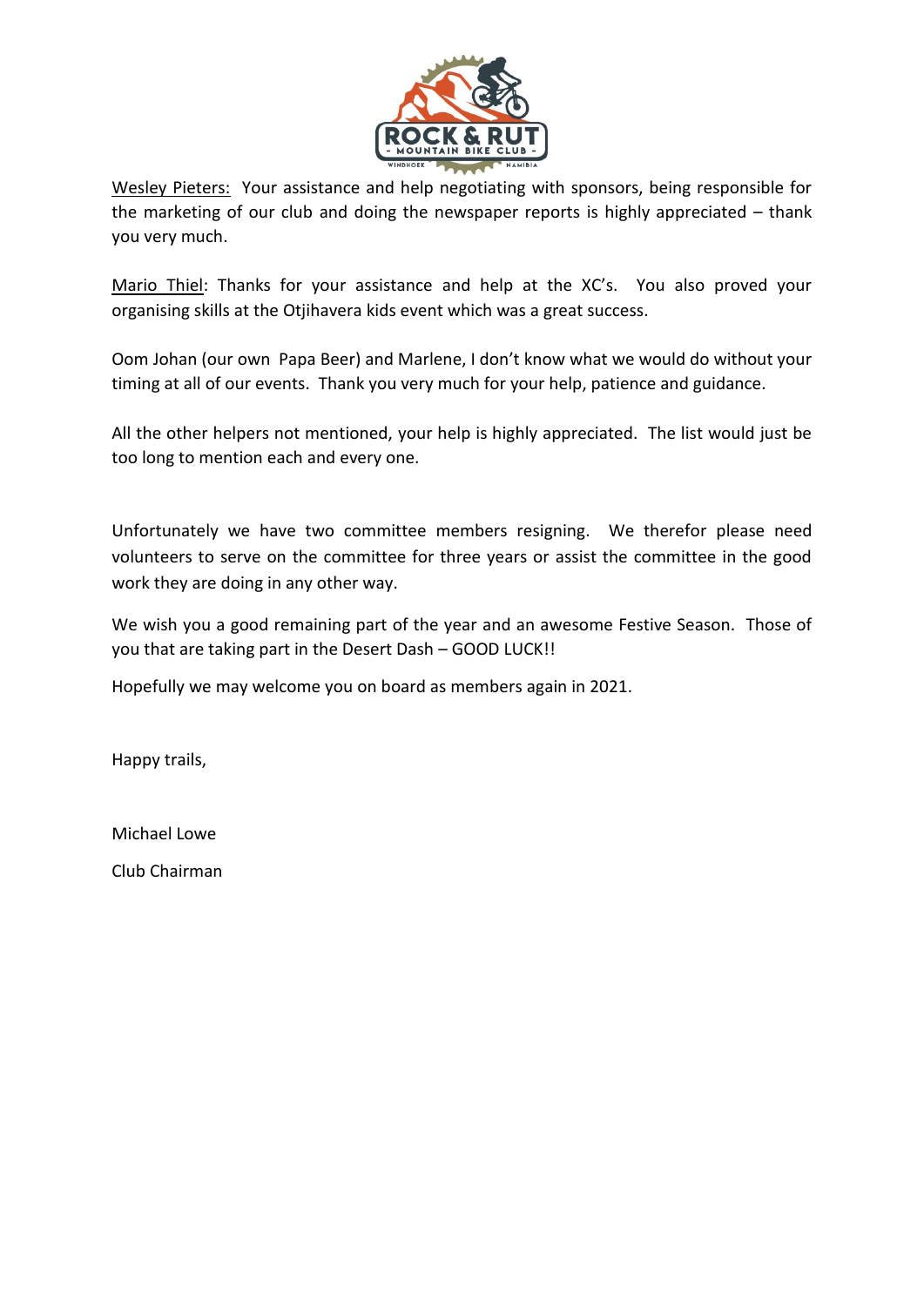<u>Wesley Pieters:</u> Your assistance and help negotiating with sponsors, being responsible for the marketing of our club and doing the newspaper reports is highly appreciated – thank you very much.

<u>Mario Thiel</u>: Thanks for your assistance and help at the XC's. You also proved your organising skills at the Otjihavera kids event which was a great success.

Oom Johan (our own Papa Beer) and Marlene, I don't know what we would do without your timing at all of our events. Thank you very much for your help, patience and guidance.

All the other helpers not mentioned, your help is highly appreciated. The list would just be too long to mention each and every one.

Unfortunately we have two committee members resigning. We therefor please need volunteers to serve on the committee for three years or assist the committee in the good work they are doing in any other way.

We wish you a good remaining part of the year and an awesome Festive Season. Those of you that are taking part in the Desert Dash – GOOD LUCK!!

Hopefully we may welcome you on board as members again in 2021.

Happy trails,

Michael Lowe

Club Chairman